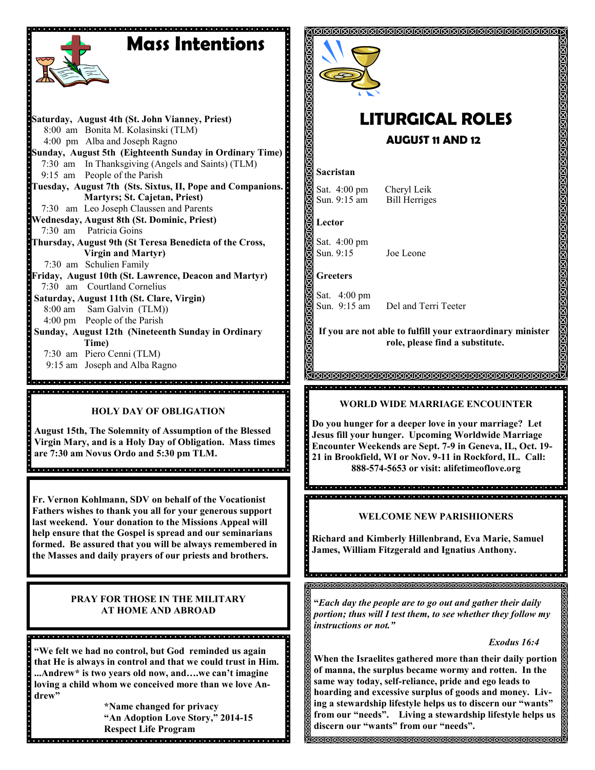# Mass Intentions

**Saturday, August 4th (St. John Vianney, Priest)**
8:00 am Bonita M. Kolasinski (TLM)
4:00 pm Alba and Joseph Ragno

**Sunday, August 5th (Eighteenth Sunday in Ordinary Time)**
7:30 am In Thanksgiving (Angels and Saints) (TLM)
9:15 am People of the Parish

**Tuesday, August 7th (Sts. Sixtus, II, Pope and Companions. Martyrs; St. Cajetan, Priest)**
7:30 am Leo Joseph Claussen and Parents

**Wednesday, August 8th (St. Dominic, Priest)**
7:30 am Patricia Goins

**Thursday, August 9th (St Teresa Benedicta of the Cross, Virgin and Martyr)**
7:30 am Schulien Family

**Friday, August 10th (St. Lawrence, Deacon and Martyr)**
7:30 am Courtland Cornelius

**Saturday, August 11th (St. Clare, Virgin)**
8:00 am Sam Galvin (TLM))
4:00 pm People of the Parish

**Sunday, August 12th (Nineteenth Sunday in Ordinary Time)**
7:30 am Piero Cenni (TLM)
9:15 am Joseph and Alba Ragno

### HOLY DAY OF OBLIGATION

**August 15th, The Solemnity of Assumption of the Blessed Virgin Mary, and is a Holy Day of Obligation. Mass times are 7:30 am Novus Ordo and 5:30 pm TLM.**

**Fr. Vernon Kohlmann, SDV on behalf of the Vocationist Fathers wishes to thank you all for your generous support last weekend. Your donation to the Missions Appeal will help ensure that the Gospel is spread and our seminarians formed. Be assured that you will be always remembered in the Masses and daily prayers of our priests and brothers.**

### PRAY FOR THOSE IN THE MILITARY AT HOME AND ABROAD

**"We felt we had no control, but God reminded us again that He is always in control and that we could trust in Him. ...Andrew* is two years old now, and….we can't imagine loving a child whom we conceived more than we love Andrew"**

**\*Name changed for privacy**
**"An Adoption Love Story," 2014-15**
**Respect Life Program**

# LITURGICAL ROLES

## AUGUST 11 AND 12

**Sacristan**

Sat. 4:00 pm Cheryl Leik
Sun. 9:15 am Bill Herriges

**Lector**

Sat. 4:00 pm
Sun. 9:15 Joe Leone

**Greeters**

Sat. 4:00 pm
Sun. 9:15 am Del and Terri Teeter

**If you are not able to fulfill your extraordinary minister role, please find a substitute.**

### WORLD WIDE MARRIAGE ENCOUINTER

**Do you hunger for a deeper love in your marriage? Let Jesus fill your hunger. Upcoming Worldwide Marriage Encounter Weekends are Sept. 7-9 in Geneva, IL, Oct. 19-21 in Brookfield, WI or Nov. 9-11 in Rockford, IL. Call: 888-574-5653 or visit: alifetimeoflove.org**

### WELCOME NEW PARISHIONERS

**Richard and Kimberly Hillenbrand, Eva Marie, Samuel James, William Fitzgerald and Ignatius Anthony.**

***"Each day the people are to go out and gather their daily portion; thus will I test them, to see whether they follow my instructions or not."***

***Exodus 16:4***

**When the Israelites gathered more than their daily portion of manna, the surplus became wormy and rotten. In the same way today, self-reliance, pride and ego leads to hoarding and excessive surplus of goods and money. Living a stewardship lifestyle helps us to discern our "wants" from our "needs". Living a stewardship lifestyle helps us discern our "wants" from our "needs".**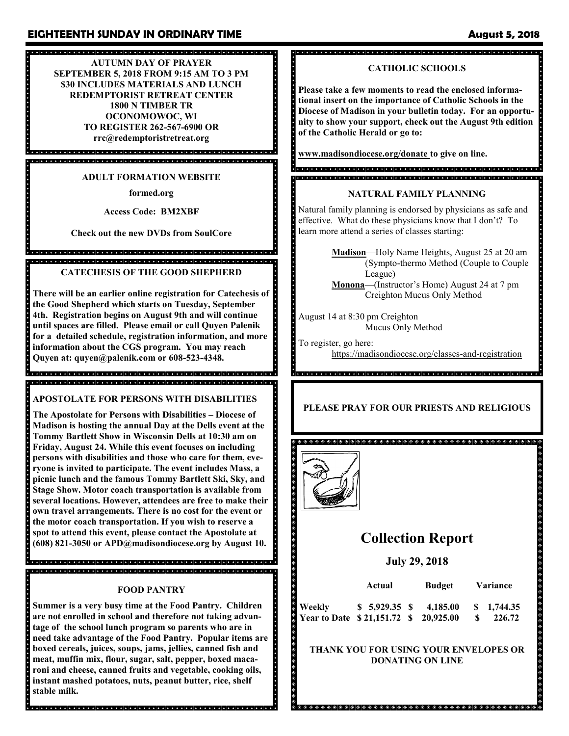**AUTUMN DAY OF PRAYER**
**SEPTEMBER 5, 2018 FROM 9:15 AM TO 3 PM**
**$30 INCLUDES MATERIALS AND LUNCH**
**REDEMPTORIST RETREAT CENTER**
**1800 N TIMBER TR**
**OCONOMOWOC, WI**
**TO REGISTER 262-567-6900 OR**
**rrc@redemptoristretreat.org**

### ADULT FORMATION WEBSITE

**formed.org**

**Access Code: BM2XBF**

**Check out the new DVDs from SoulCore**

### CATECHESIS OF THE GOOD SHEPHERD

**There will be an earlier online registration for Catechesis of the Good Shepherd which starts on Tuesday, September 4th. Registration begins on August 9th and will continue until spaces are filled. Please email or call Quyen Palenik for a detailed schedule, registration information, and more information about the CGS program. You may reach Quyen at: quyen@palenik.com or 608-523-4348.**

### APOSTOLATE FOR PERSONS WITH DISABILITIES

**The Apostolate for Persons with Disabilities – Diocese of Madison is hosting the annual Day at the Dells event at the Tommy Bartlett Show in Wisconsin Dells at 10:30 am on Friday, August 24. While this event focuses on including persons with disabilities and those who care for them, everyone is invited to participate. The event includes Mass, a picnic lunch and the famous Tommy Bartlett Ski, Sky, and Stage Show. Motor coach transportation is available from several locations. However, attendees are free to make their own travel arrangements. There is no cost for the event or the motor coach transportation. If you wish to reserve a spot to attend this event, please contact the Apostolate at (608) 821-3050 or APD@madisondiocese.org by August 10.**

### FOOD PANTRY

**Summer is a very busy time at the Food Pantry. Children are not enrolled in school and therefore not taking advantage of the school lunch program so parents who are in need take advantage of the Food Pantry. Popular items are boxed cereals, juices, soups, jams, jellies, canned fish and meat, muffin mix, flour, sugar, salt, pepper, boxed macaroni and cheese, canned fruits and vegetable, cooking oils, instant mashed potatoes, nuts, peanut butter, rice, shelf stable milk.**

### CATHOLIC SCHOOLS

**Please take a few moments to read the enclosed informational insert on the importance of Catholic Schools in the Diocese of Madison in your bulletin today. For an opportunity to show your support, check out the August 9th edition of the Catholic Herald or go to:**

**www.madisondiocese.org/donate to give on line.**

### NATURAL FAMILY PLANNING

Natural family planning is endorsed by physicians as safe and effective. What do these physicians know that I don't? To learn more attend a series of classes starting:

**Madison**—Holy Name Heights, August 25 at 20 am (Sympto-thermo Method (Couple to Couple League)
**Monona**—(Instructor's Home) August 24 at 7 pm Creighton Mucus Only Method

August 14 at 8:30 pm Creighton Mucus Only Method

To register, go here:
https://madisondiocese.org/classes-and-registration

**PLEASE PRAY FOR OUR PRIESTS AND RELIGIOUS**

## Collection Report

**July 29, 2018**

| | Actual | Budget | Variance |
|---|---|---|---|
| **Weekly** | **$ 5,929.35** | **$ 4,185.00** | **$ 1,744.35** |
| **Year to Date** | **$ 21,151.72** | **$ 20,925.00** | **$ 226.72** |

**THANK YOU FOR USING YOUR ENVELOPES OR DONATING ON LINE**